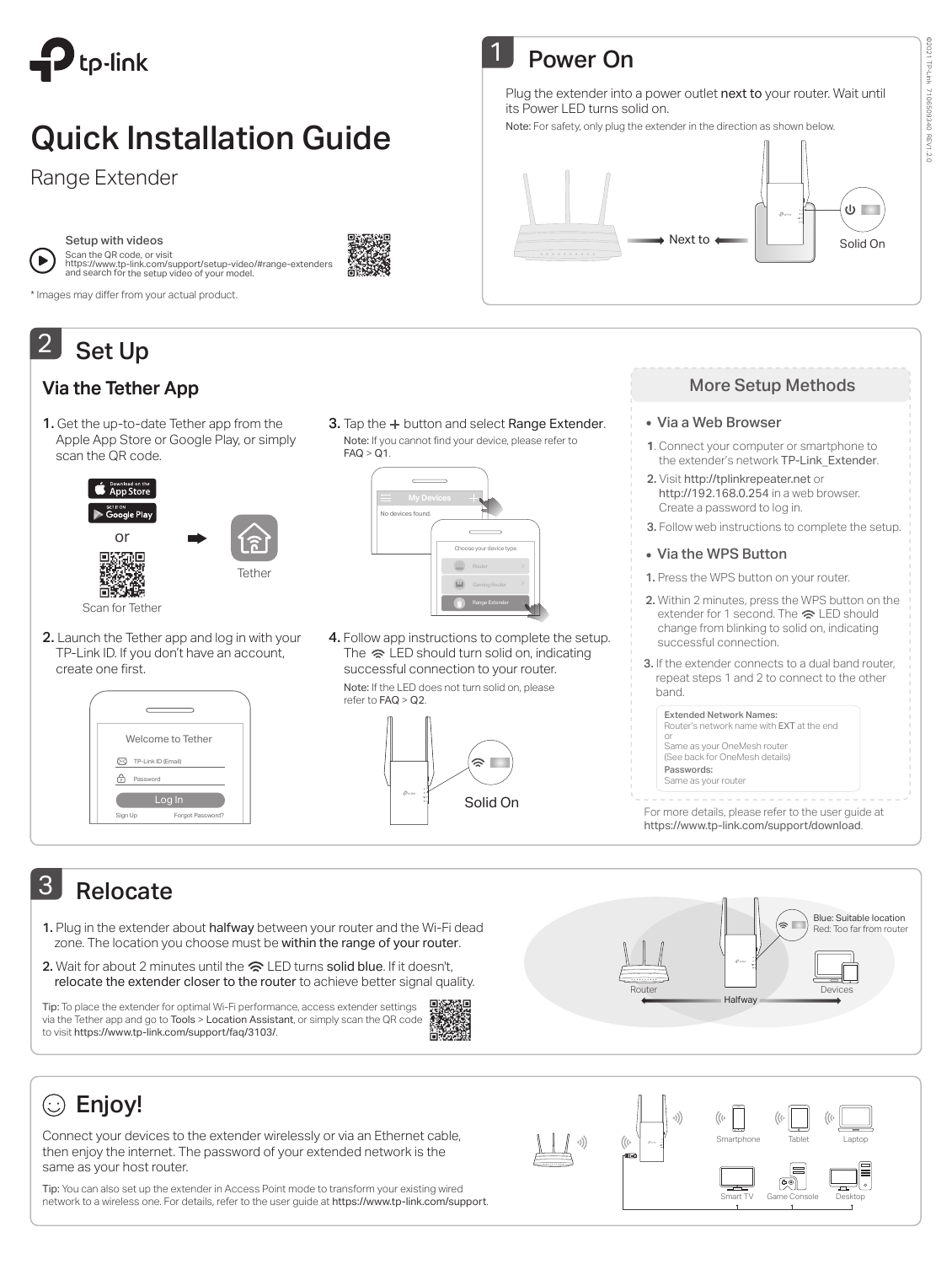tp-link

# Quick Installation Guide

Range Extender

**Setup with videos**
Scan the QR code, or visit https://www.tp-link.com/support/setup-video/#range-extenders and search for the setup video of your model.

* Images may differ from your actual product.

## 1 Power On

Plug the extender into a power outlet **next to** your router. Wait until its Power LED turns solid on.

**Note:** For safety, only plug the extender in the direction as shown below.

Next to — Solid On

## 2 Set Up

### Via the Tether App

1. Get the up-to-date Tether app from the Apple App Store or Google Play, or simply scan the QR code.

   App Store / Google Play or Scan for Tether → Tether

2. Launch the Tether app and log in with your TP-Link ID. If you don't have an account, create one first.

3. Tap the + button and select **Range Extender**.
   Note: If you cannot find your device, please refer to FAQ > Q1.

4. Follow app instructions to complete the setup. The LED should turn solid on, indicating successful connection to your router.
   Note: If the LED does not turn solid on, please refer to FAQ > Q2.

   Solid On

### More Setup Methods

- **Via a Web Browser**
  1. Connect your computer or smartphone to the extender's network TP-Link_Extender.
  2. Visit http://tplinkrepeater.net or http://192.168.0.254 in a web browser. Create a password to log in.
  3. Follow web instructions to complete the setup.

- **Via the WPS Button**
  1. Press the WPS button on your router.
  2. Within 2 minutes, press the WPS button on the extender for 1 second. The LED should change from blinking to solid on, indicating successful connection.
  3. If the extender connects to a dual band router, repeat steps 1 and 2 to connect to the other band.

**Extended Network Names:**
Router's network name with **EXT** at the end
or
Same as your OneMesh router
(See back for OneMesh details)
**Passwords:**
Same as your router

For more details, please refer to the user guide at https://www.tp-link.com/support/download.

## 3 Relocate

1. Plug in the extender about **halfway** between your router and the Wi-Fi dead zone. The location you choose must be **within the range of your router**.
2. Wait for about 2 minutes until the LED turns **solid blue**. If it doesn't, **relocate the extender closer to the router** to achieve better signal quality.

**Tip:** To place the extender for optimal Wi-Fi performance, access extender settings via the Tether app and go to **Tools** > **Location Assistant**, or simply scan the QR code to visit https://www.tp-link.com/support/faq/3103/.

Blue: Suitable location
Red: Too far from router

Router — Halfway — Devices

## ☺ Enjoy!

Connect your devices to the extender wirelessly or via an Ethernet cable, then enjoy the internet. The password of your extended network is the same as your host router.

**Tip:** You can also set up the extender in Access Point mode to transform your existing wired network to a wireless one. For details, refer to the user guide at https://www.tp-link.com/support.

Smartphone, Tablet, Laptop, Smart TV, Game Console, Desktop

©2021 TP-Link 7106509340 REV1.2.0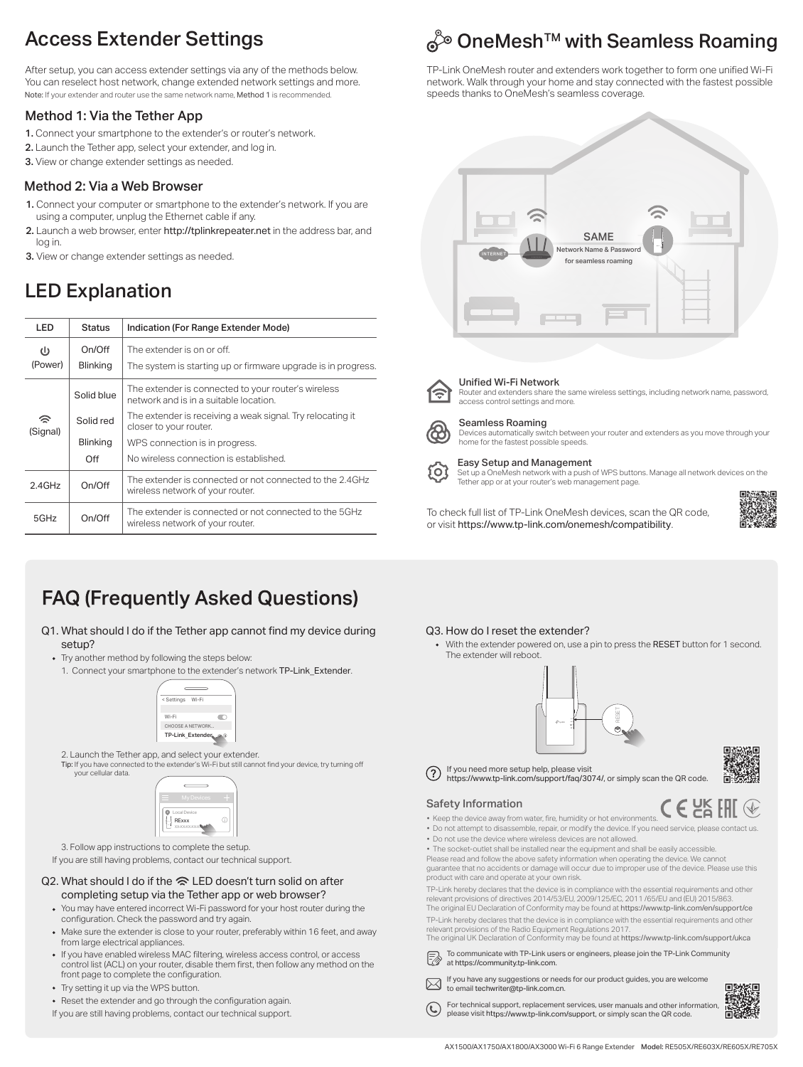## Access Extender Settings

After setup, you can access extender settings via any of the methods below. You can reselect host network, change extended network settings and more.

Note: If your extender and router use the same network name, Method 1 is recommended.

### Method 1: Via the Tether App

1. Connect your smartphone to the extender's or router's network.
2. Launch the Tether app, select your extender, and log in.
3. View or change extender settings as needed.

### Method 2: Via a Web Browser

1. Connect your computer or smartphone to the extender's network. If you are using a computer, unplug the Ethernet cable if any.
2. Launch a web browser, enter http://tplinkrepeater.net in the address bar, and log in.
3. View or change extender settings as needed.

## LED Explanation

| LED | Status | Indication (For Range Extender Mode) |
|---|---|---|
| (Power) | On/Off | The extender is on or off. |
| | Blinking | The system is starting up or firmware upgrade is in progress. |
| (Signal) | Solid blue | The extender is connected to your router's wireless network and is in a suitable location. |
| | Solid red | The extender is receiving a weak signal. Try relocating it closer to your router. |
| | Blinking | WPS connection is in progress. |
| | Off | No wireless connection is established. |
| 2.4GHz | On/Off | The extender is connected or not connected to the 2.4GHz wireless network of your router. |
| 5GHz | On/Off | The extender is connected or not connected to the 5GHz wireless network of your router. |

## OneMesh™ with Seamless Roaming

TP-Link OneMesh router and extenders work together to form one unified Wi-Fi network. Walk through your home and stay connected with the fastest possible speeds thanks to OneMesh's seamless coverage.

INTERNET

SAME

Network Name & Password

for seamless roaming

**Unified Wi-Fi Network**
Router and extenders share the same wireless settings, including network name, password, access control settings and more.

**Seamless Roaming**
Devices automatically switch between your router and extenders as you move through your home for the fastest possible speeds.

**Easy Setup and Management**
Set up a OneMesh network with a push of WPS buttons. Manage all network devices on the Tether app or at your router's web management page.

To check full list of TP-Link OneMesh devices, scan the QR code, or visit https://www.tp-link.com/onemesh/compatibility.

## FAQ (Frequently Asked Questions)

**Q1. What should I do if the Tether app cannot find my device during setup?**

- Try another method by following the steps below:
  1. Connect your smartphone to the extender's network TP-Link_Extender.

     < Settings Wi-Fi

     Wi-Fi

     CHOOSE A NETWORK...

     TP-Link_Extender

  2. Launch the Tether app, and select your extender.

     Tip: If you have connected to the extender's Wi-Fi but still cannot find your device, try turning off your cellular data.

     My Devices

     Local Device

     RExxx

  3. Follow app instructions to complete the setup.

If you are still having problems, contact our technical support.

**Q2. What should I do if the LED doesn't turn solid on after completing setup via the Tether app or web browser?**

- You may have entered incorrect Wi-Fi password for your host router during the configuration. Check the password and try again.
- Make sure the extender is close to your router, preferably within 16 feet, and away from large electrical appliances.
- If you have enabled wireless MAC filtering, wireless access control, or access control list (ACL) on your router, disable them first, then follow any method on the front page to complete the configuration.
- Try setting it up via the WPS button.
- Reset the extender and go through the configuration again.

If you are still having problems, contact our technical support.

**Q3. How do I reset the extender?**

- With the extender powered on, use a pin to press the RESET button for 1 second. The extender will reboot.

RESET

If you need more setup help, please visit https://www.tp-link.com/support/faq/3074/, or simply scan the QR code.

### Safety Information

- Keep the device away from water, fire, humidity or hot environments.
- Do not attempt to disassemble, repair, or modify the device. If you need service, please contact us.
- Do not use the device where wireless devices are not allowed.
- The socket-outlet shall be installed near the equipment and shall be easily accessible.

Please read and follow the above safety information when operating the device. We cannot guarantee that no accidents or damage will occur due to improper use of the device. Please use this product with care and operate at your own risk.

TP-Link hereby declares that the device is in compliance with the essential requirements and other relevant provisions of directives 2014/53/EU, 2009/125/EC, 2011 /65/EU and (EU) 2015/863.
The original EU Declaration of Conformity may be found at https://www.tp-link.com/en/support/ce

TP-Link hereby declares that the device is in compliance with the essential requirements and other relevant provisions of the Radio Equipment Regulations 2017.
The original UK Declaration of Conformity may be found at https://www.tp-link.com/support/ukca

To communicate with TP-Link users or engineers, please join the TP-Link Community at https://community.tp-link.com.

If you have any suggestions or needs for our product guides, you are welcome to email techwriter@tp-link.com.cn.

For technical support, replacement services, user manuals and other information, please visit https://www.tp-link.com/support, or simply scan the QR code.

AX1500/AX1750/AX1800/AX3000 Wi-Fi 6 Range Extender Model: RE505X/RE603X/RE605X/RE705X